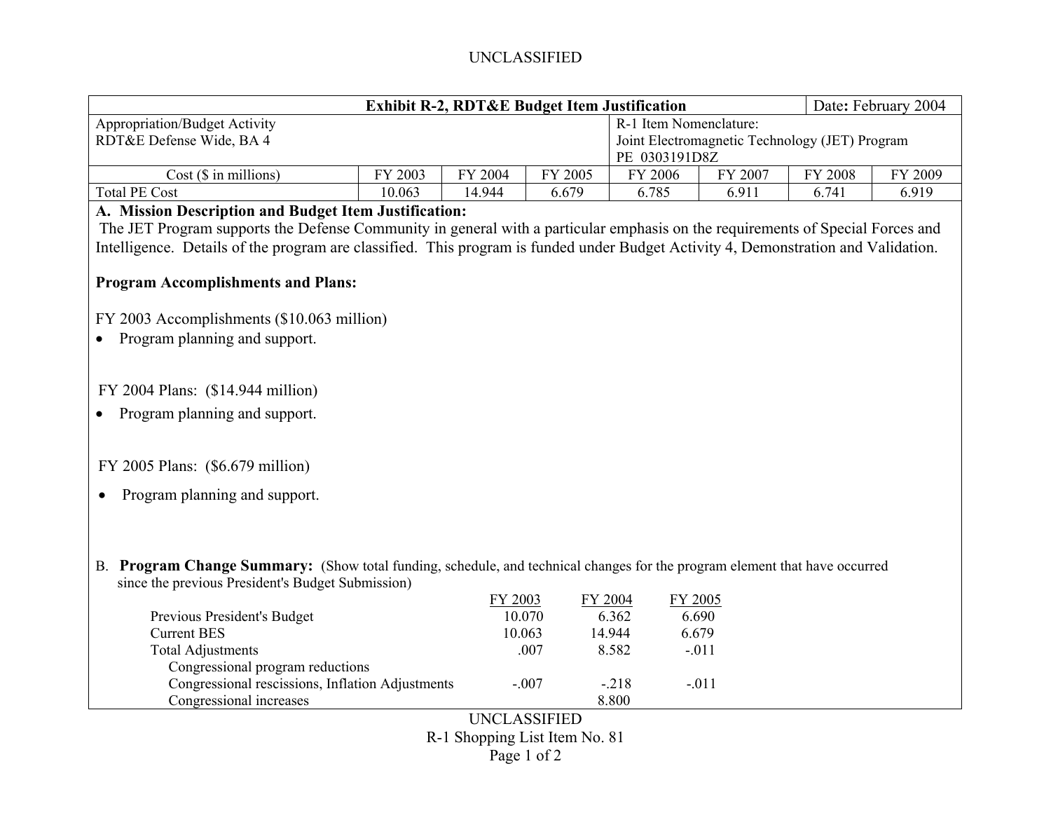UNCLASSIFIED

| Exhibit R-2, RDT&E Budget Item Justification | | | | Date: February 2004 | | | |
|---|---|---|---|---|---|---|---|
| Appropriation/Budget Activity<br>RDT&E Defense Wide, BA 4 | | | | R-1 Item Nomenclature:<br>Joint Electromagnetic Technology (JET) Program<br>PE 0303191D8Z | | | |
| Cost ($ in millions) | FY 2003 | FY 2004 | FY 2005 | FY 2006 | FY 2007 | FY 2008 | FY 2009 |
| Total PE Cost | 10.063 | 14.944 | 6.679 | 6.785 | 6.911 | 6.741 | 6.919 |

**A. Mission Description and Budget Item Justification:**

The JET Program supports the Defense Community in general with a particular emphasis on the requirements of Special Forces and Intelligence. Details of the program are classified. This program is funded under Budget Activity 4, Demonstration and Validation.

**Program Accomplishments and Plans:**

FY 2003 Accomplishments ($10.063 million)

- Program planning and support.

FY 2004 Plans: ($14.944 million)

- Program planning and support.

FY 2005 Plans: ($6.679 million)

- Program planning and support.

B. **Program Change Summary:** (Show total funding, schedule, and technical changes for the program element that have occurred since the previous President's Budget Submission)

| | FY 2003 | FY 2004 | FY 2005 |
|---|---|---|---|
| Previous President's Budget | 10.070 | 6.362 | 6.690 |
| Current BES | 10.063 | 14.944 | 6.679 |
| Total Adjustments | .007 | 8.582 | -.011 |
| Congressional program reductions | | | |
| Congressional rescissions, Inflation Adjustments | -.007 | -.218 | -.011 |
| Congressional increases | | 8.800 | |

UNCLASSIFIED

R-1 Shopping List Item No. 81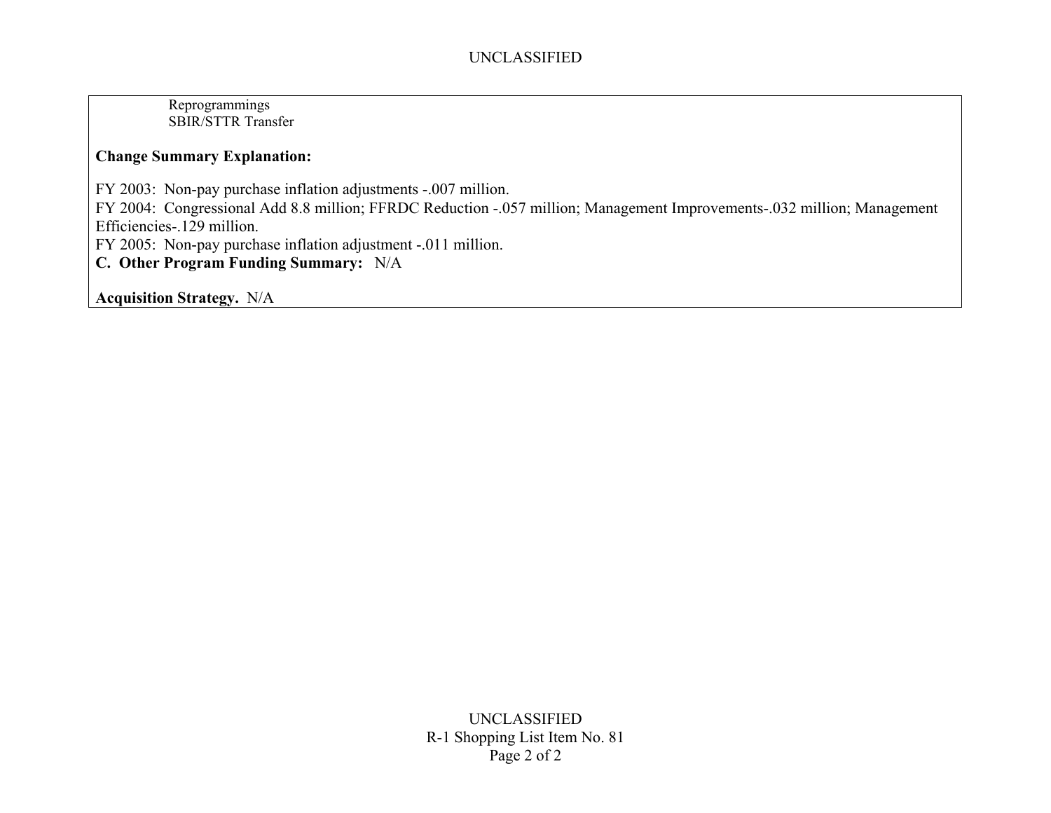Reprogrammings
SBIR/STTR Transfer

**Change Summary Explanation:**

FY 2003: Non-pay purchase inflation adjustments -.007 million.
FY 2004: Congressional Add 8.8 million; FFRDC Reduction -.057 million; Management Improvements-.032 million; Management Efficiencies-.129 million.
FY 2005: Non-pay purchase inflation adjustment -.011 million.

**C. Other Program Funding Summary:** N/A

**Acquisition Strategy.** N/A